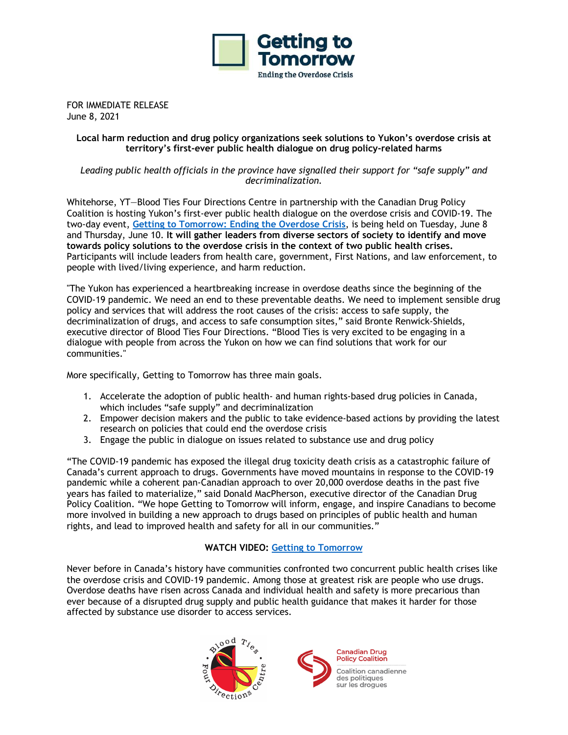Getting to Tomorrow

Ending the Overdose Crisis

FOR IMMEDIATE RELEASE
June 8, 2021

**Local harm reduction and drug policy organizations seek solutions to Yukon's overdose crisis at territory's first-ever public health dialogue on drug policy-related harms**

*Leading public health officials in the province have signalled their support for "safe supply" and decriminalization.*

Whitehorse, YT—Blood Ties Four Directions Centre in partnership with the Canadian Drug Policy Coalition is hosting Yukon's first-ever public health dialogue on the overdose crisis and COVID-19. The two-day event, [Getting to Tomorrow: Ending the Overdose Crisis](), is being held on Tuesday, June 8 and Thursday, June 10. **It will gather leaders from diverse sectors of society to identify and move towards policy solutions to the overdose crisis in the context of two public health crises.** Participants will include leaders from health care, government, First Nations, and law enforcement, to people with lived/living experience, and harm reduction.

"The Yukon has experienced a heartbreaking increase in overdose deaths since the beginning of the COVID-19 pandemic. We need an end to these preventable deaths. We need to implement sensible drug policy and services that will address the root causes of the crisis: access to safe supply, the decriminalization of drugs, and access to safe consumption sites," said Bronte Renwick-Shields, executive director of Blood Ties Four Directions. "Blood Ties is very excited to be engaging in a dialogue with people from across the Yukon on how we can find solutions that work for our communities."

More specifically, Getting to Tomorrow has three main goals.

1. Accelerate the adoption of public health- and human rights-based drug policies in Canada, which includes "safe supply" and decriminalization
2. Empower decision makers and the public to take evidence-based actions by providing the latest research on policies that could end the overdose crisis
3. Engage the public in dialogue on issues related to substance use and drug policy

"The COVID-19 pandemic has exposed the illegal drug toxicity death crisis as a catastrophic failure of Canada's current approach to drugs. Governments have moved mountains in response to the COVID-19 pandemic while a coherent pan-Canadian approach to over 20,000 overdose deaths in the past five years has failed to materialize," said Donald MacPherson, executive director of the Canadian Drug Policy Coalition. "We hope Getting to Tomorrow will inform, engage, and inspire Canadians to become more involved in building a new approach to drugs based on principles of public health and human rights, and lead to improved health and safety for all in our communities."

**WATCH VIDEO:** [Getting to Tomorrow]()

Never before in Canada's history have communities confronted two concurrent public health crises like the overdose crisis and COVID-19 pandemic. Among those at greatest risk are people who use drugs. Overdose deaths have risen across Canada and individual health and safety is more precarious than ever because of a disrupted drug supply and public health guidance that makes it harder for those affected by substance use disorder to access services.

Blood Ties Four Directions Centre

Canadian Drug Policy Coalition
Coalition canadienne des politiques sur les drogues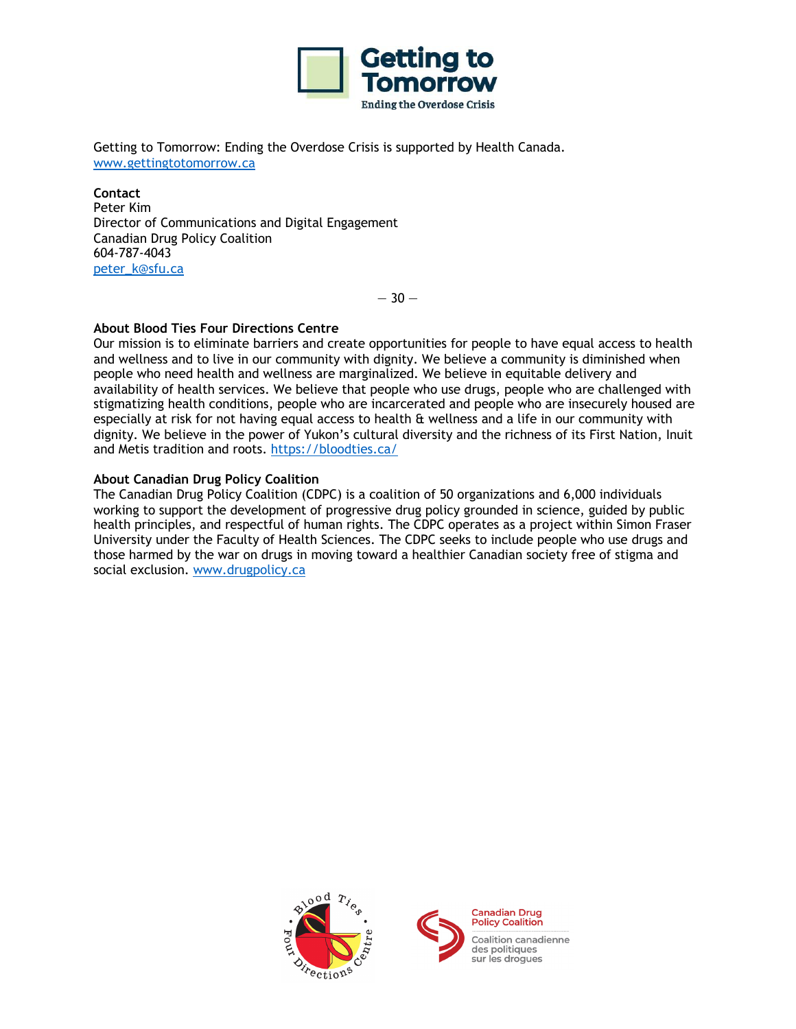Getting to Tomorrow: Ending the Overdose Crisis is supported by Health Canada.
www.gettingtotomorrow.ca

**Contact**
Peter Kim
Director of Communications and Digital Engagement
Canadian Drug Policy Coalition
604-787-4043
peter_k@sfu.ca

— 30 —

**About Blood Ties Four Directions Centre**
Our mission is to eliminate barriers and create opportunities for people to have equal access to health and wellness and to live in our community with dignity. We believe a community is diminished when people who need health and wellness are marginalized. We believe in equitable delivery and availability of health services. We believe that people who use drugs, people who are challenged with stigmatizing health conditions, people who are incarcerated and people who are insecurely housed are especially at risk for not having equal access to health & wellness and a life in our community with dignity. We believe in the power of Yukon's cultural diversity and the richness of its First Nation, Inuit and Metis tradition and roots. https://bloodties.ca/

**About Canadian Drug Policy Coalition**
The Canadian Drug Policy Coalition (CDPC) is a coalition of 50 organizations and 6,000 individuals working to support the development of progressive drug policy grounded in science, guided by public health principles, and respectful of human rights. The CDPC operates as a project within Simon Fraser University under the Faculty of Health Sciences. The CDPC seeks to include people who use drugs and those harmed by the war on drugs in moving toward a healthier Canadian society free of stigma and social exclusion. www.drugpolicy.ca